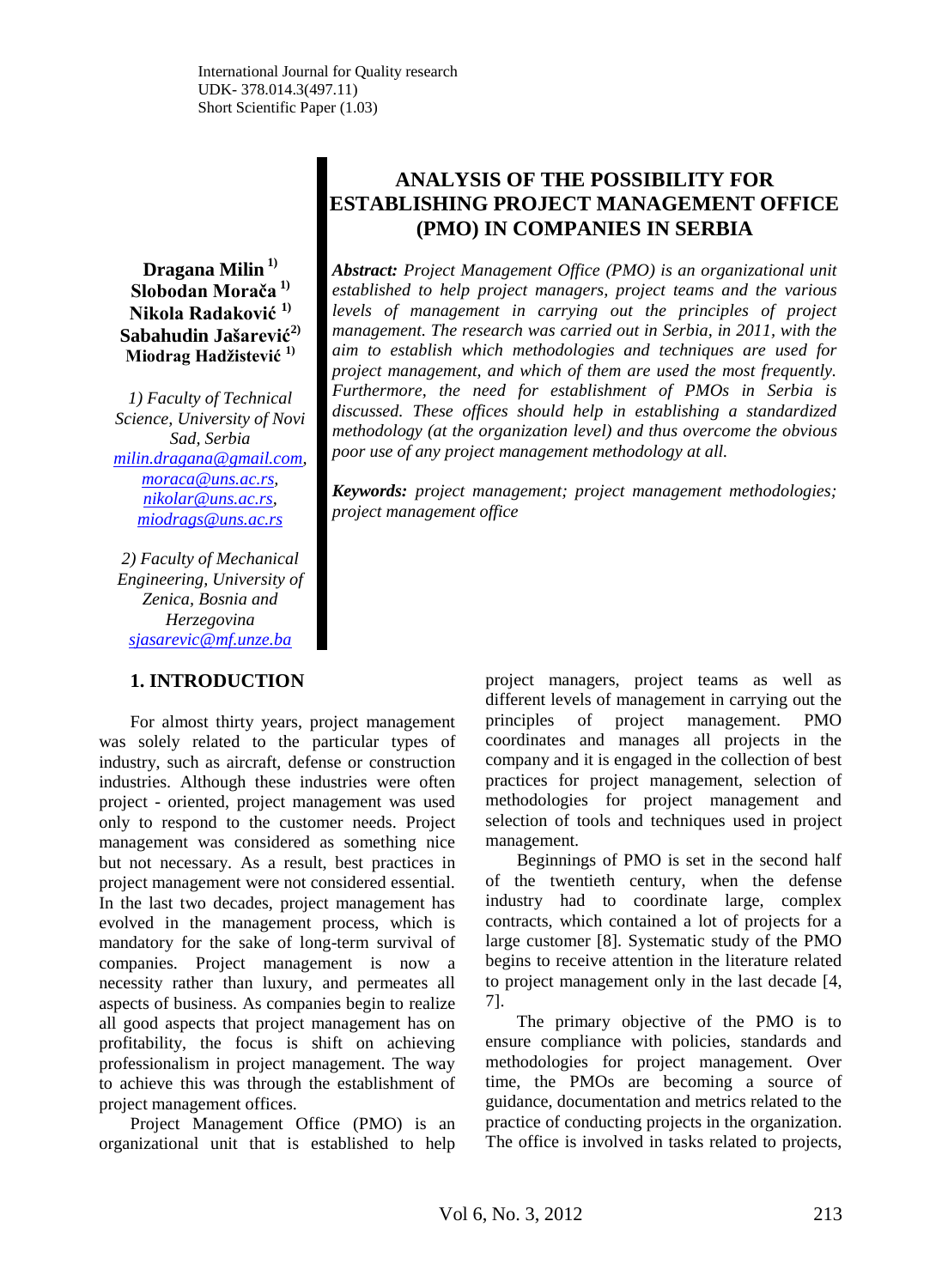International Journal for Quality research
UDK- 378.014.3(497.11)
Short Scientific Paper (1.03)

# ANALYSIS OF THE POSSIBILITY FOR ESTABLISHING PROJECT MANAGEMENT OFFICE (PMO) IN COMPANIES IN SERBIA

**Dragana Milin** [1)]
**Slobodan Morača** [1)]
**Nikola Radaković** [1)]
**Sabahudin Jašarević** [2)]
**Miodrag Hadžistević** [1)]

*1) Faculty of Technical Science, University of Novi Sad, Serbia*
*milin.dragana@gmail.com, moraca@uns.ac.rs, nikolar@uns.ac.rs, miodrags@uns.ac.rs*

*2) Faculty of Mechanical Engineering, University of Zenica, Bosnia and Herzegovina*
*sjasarevic@mf.unze.ba*

***Abstract:*** *Project Management Office (PMO) is an organizational unit established to help project managers, project teams and the various levels of management in carrying out the principles of project management. The research was carried out in Serbia, in 2011, with the aim to establish which methodologies and techniques are used for project management, and which of them are used the most frequently. Furthermore, the need for establishment of PMOs in Serbia is discussed. These offices should help in establishing a standardized methodology (at the organization level) and thus overcome the obvious poor use of any project management methodology at all.*

***Keywords:*** *project management; project management methodologies; project management office*

## 1. INTRODUCTION

For almost thirty years, project management was solely related to the particular types of industry, such as aircraft, defense or construction industries. Although these industries were often project - oriented, project management was used only to respond to the customer needs. Project management was considered as something nice but not necessary. As a result, best practices in project management were not considered essential. In the last two decades, project management has evolved in the management process, which is mandatory for the sake of long-term survival of companies. Project management is now a necessity rather than luxury, and permeates all aspects of business. As companies begin to realize all good aspects that project management has on profitability, the focus is shift on achieving professionalism in project management. The way to achieve this was through the establishment of project management offices.

Project Management Office (PMO) is an organizational unit that is established to help project managers, project teams as well as different levels of management in carrying out the principles of project management. PMO coordinates and manages all projects in the company and it is engaged in the collection of best practices for project management, selection of methodologies for project management and selection of tools and techniques used in project management.

Beginnings of PMO is set in the second half of the twentieth century, when the defense industry had to coordinate large, complex contracts, which contained a lot of projects for a large customer [8]. Systematic study of the PMO begins to receive attention in the literature related to project management only in the last decade [4, 7].

The primary objective of the PMO is to ensure compliance with policies, standards and methodologies for project management. Over time, the PMOs are becoming a source of guidance, documentation and metrics related to the practice of conducting projects in the organization. The office is involved in tasks related to projects,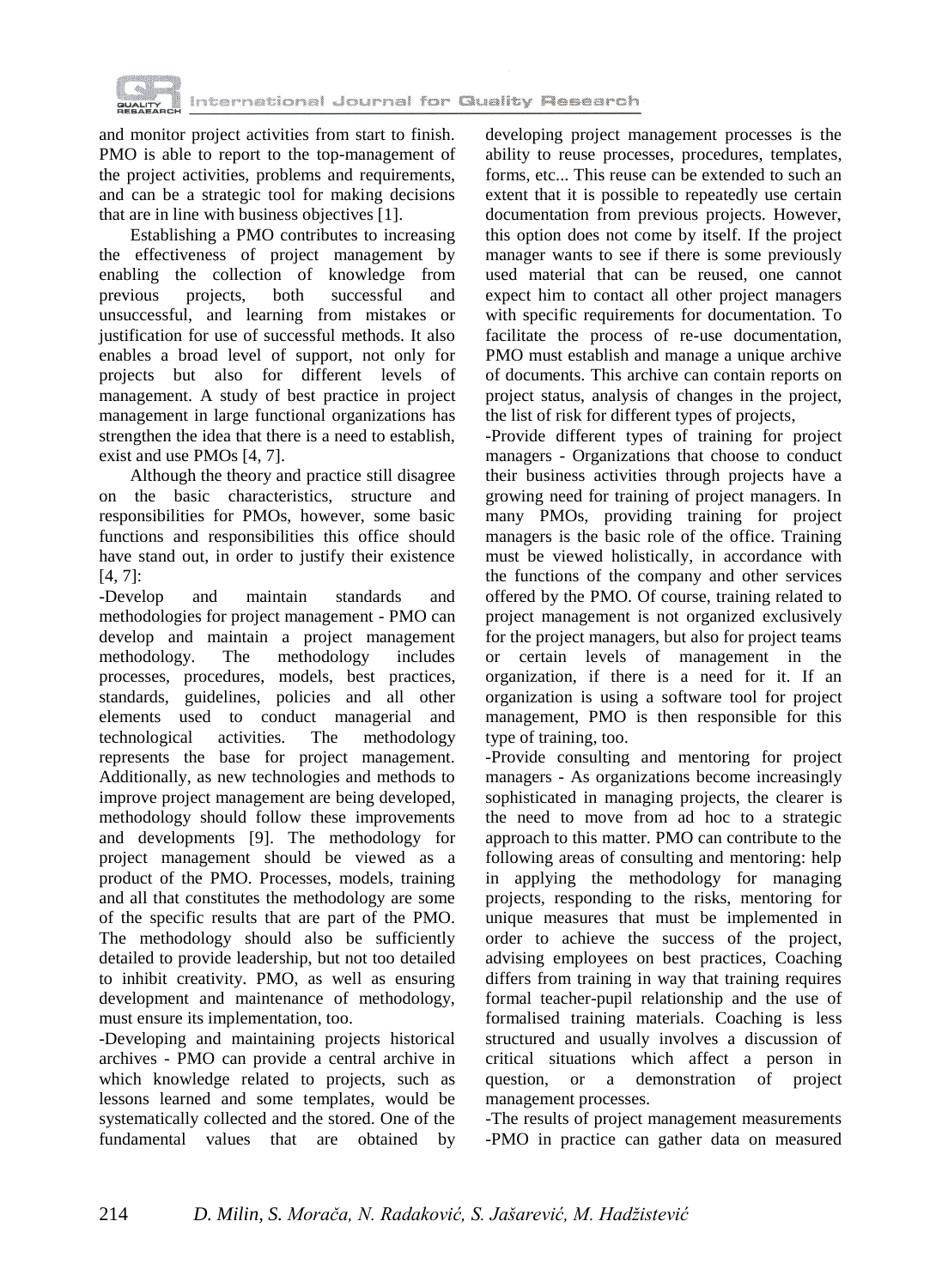and monitor project activities from start to finish. PMO is able to report to the top-management of the project activities, problems and requirements, and can be a strategic tool for making decisions that are in line with business objectives [1].

Establishing a PMO contributes to increasing the effectiveness of project management by enabling the collection of knowledge from previous projects, both successful and unsuccessful, and learning from mistakes or justification for use of successful methods. It also enables a broad level of support, not only for projects but also for different levels of management. A study of best practice in project management in large functional organizations has strengthen the idea that there is a need to establish, exist and use PMOs [4, 7].

Although the theory and practice still disagree on the basic characteristics, structure and responsibilities for PMOs, however, some basic functions and responsibilities this office should have stand out, in order to justify their existence [4, 7]:

-Develop and maintain standards and methodologies for project management - PMO can develop and maintain a project management methodology. The methodology includes processes, procedures, models, best practices, standards, guidelines, policies and all other elements used to conduct managerial and technological activities. The methodology represents the base for project management. Additionally, as new technologies and methods to improve project management are being developed, methodology should follow these improvements and developments [9]. The methodology for project management should be viewed as a product of the PMO. Processes, models, training and all that constitutes the methodology are some of the specific results that are part of the PMO. The methodology should also be sufficiently detailed to provide leadership, but not too detailed to inhibit creativity. PMO, as well as ensuring development and maintenance of methodology, must ensure its implementation, too.

-Developing and maintaining projects historical archives - PMO can provide a central archive in which knowledge related to projects, such as lessons learned and some templates, would be systematically collected and the stored. One of the fundamental values that are obtained by developing project management processes is the ability to reuse processes, procedures, templates, forms, etc... This reuse can be extended to such an extent that it is possible to repeatedly use certain documentation from previous projects. However, this option does not come by itself. If the project manager wants to see if there is some previously used material that can be reused, one cannot expect him to contact all other project managers with specific requirements for documentation. To facilitate the process of re-use documentation, PMO must establish and manage a unique archive of documents. This archive can contain reports on project status, analysis of changes in the project, the list of risk for different types of projects,

-Provide different types of training for project managers - Organizations that choose to conduct their business activities through projects have a growing need for training of project managers. In many PMOs, providing training for project managers is the basic role of the office. Training must be viewed holistically, in accordance with the functions of the company and other services offered by the PMO. Of course, training related to project management is not organized exclusively for the project managers, but also for project teams or certain levels of management in the organization, if there is a need for it. If an organization is using a software tool for project management, PMO is then responsible for this type of training, too.

-Provide consulting and mentoring for project managers - As organizations become increasingly sophisticated in managing projects, the clearer is the need to move from ad hoc to a strategic approach to this matter. PMO can contribute to the following areas of consulting and mentoring: help in applying the methodology for managing projects, responding to the risks, mentoring for unique measures that must be implemented in order to achieve the success of the project, advising employees on best practices, Coaching differs from training in way that training requires formal teacher-pupil relationship and the use of formalised training materials. Coaching is less structured and usually involves a discussion of critical situations which affect a person in question, or a demonstration of project management processes.

-The results of project management measurements -PMO in practice can gather data on measured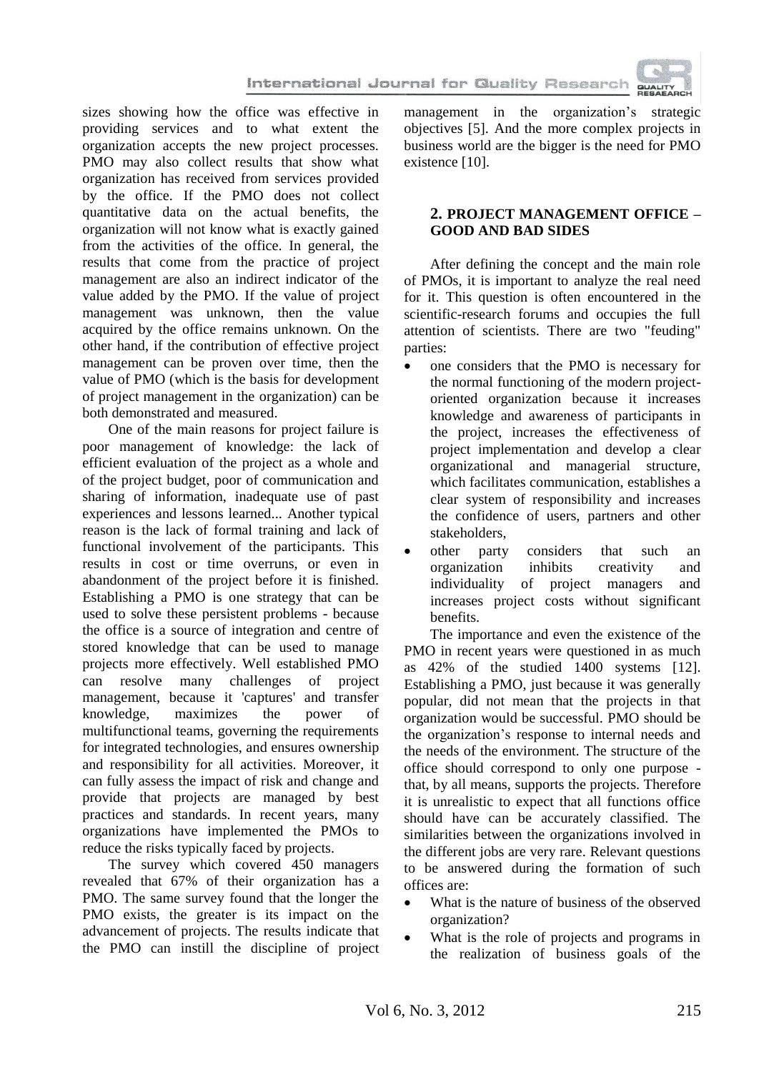sizes showing how the office was effective in providing services and to what extent the organization accepts the new project processes. PMO may also collect results that show what organization has received from services provided by the office. If the PMO does not collect quantitative data on the actual benefits, the organization will not know what is exactly gained from the activities of the office. In general, the results that come from the practice of project management are also an indirect indicator of the value added by the PMO. If the value of project management was unknown, then the value acquired by the office remains unknown. On the other hand, if the contribution of effective project management can be proven over time, then the value of PMO (which is the basis for development of project management in the organization) can be both demonstrated and measured.

One of the main reasons for project failure is poor management of knowledge: the lack of efficient evaluation of the project as a whole and of the project budget, poor of communication and sharing of information, inadequate use of past experiences and lessons learned... Another typical reason is the lack of formal training and lack of functional involvement of the participants. This results in cost or time overruns, or even in abandonment of the project before it is finished. Establishing a PMO is one strategy that can be used to solve these persistent problems - because the office is a source of integration and centre of stored knowledge that can be used to manage projects more effectively. Well established PMO can resolve many challenges of project management, because it 'captures' and transfer knowledge, maximizes the power of multifunctional teams, governing the requirements for integrated technologies, and ensures ownership and responsibility for all activities. Moreover, it can fully assess the impact of risk and change and provide that projects are managed by best practices and standards. In recent years, many organizations have implemented the PMOs to reduce the risks typically faced by projects.

The survey which covered 450 managers revealed that 67% of their organization has a PMO. The same survey found that the longer the PMO exists, the greater is its impact on the advancement of projects. The results indicate that the PMO can instill the discipline of project management in the organization's strategic objectives [5]. And the more complex projects in business world are the bigger is the need for PMO existence [10].

## 2. PROJECT MANAGEMENT OFFICE – GOOD AND BAD SIDES

After defining the concept and the main role of PMOs, it is important to analyze the real need for it. This question is often encountered in the scientific-research forums and occupies the full attention of scientists. There are two "feuding" parties:

- one considers that the PMO is necessary for the normal functioning of the modern project-oriented organization because it increases knowledge and awareness of participants in the project, increases the effectiveness of project implementation and develop a clear organizational and managerial structure, which facilitates communication, establishes a clear system of responsibility and increases the confidence of users, partners and other stakeholders,
- other party considers that such an organization inhibits creativity and individuality of project managers and increases project costs without significant benefits.

The importance and even the existence of the PMO in recent years were questioned in as much as 42% of the studied 1400 systems [12]. Establishing a PMO, just because it was generally popular, did not mean that the projects in that organization would be successful. PMO should be the organization's response to internal needs and the needs of the environment. The structure of the office should correspond to only one purpose - that, by all means, supports the projects. Therefore it is unrealistic to expect that all functions office should have can be accurately classified. The similarities between the organizations involved in the different jobs are very rare. Relevant questions to be answered during the formation of such offices are:

- What is the nature of business of the observed organization?
- What is the role of projects and programs in the realization of business goals of the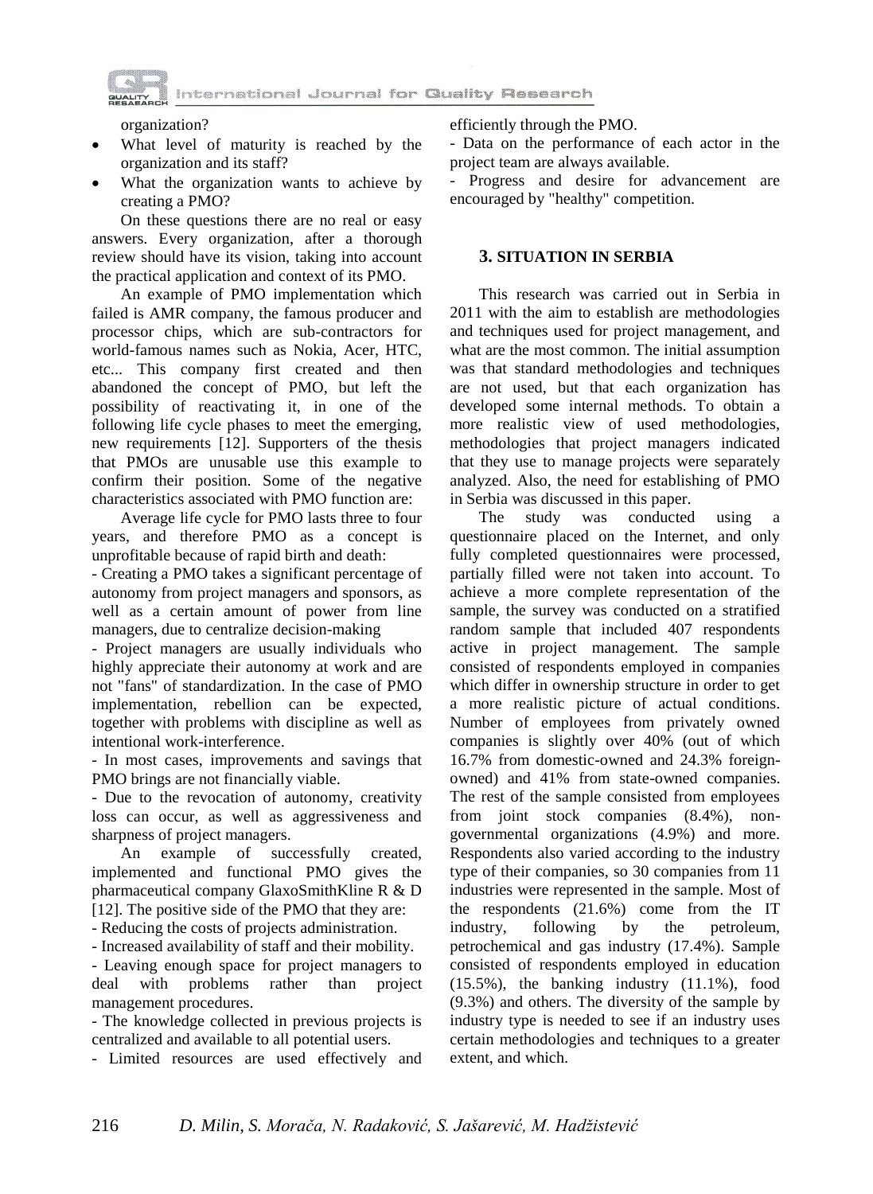organization?

- What level of maturity is reached by the organization and its staff?
- What the organization wants to achieve by creating a PMO?

On these questions there are no real or easy answers. Every organization, after a thorough review should have its vision, taking into account the practical application and context of its PMO.

An example of PMO implementation which failed is AMR company, the famous producer and processor chips, which are sub-contractors for world-famous names such as Nokia, Acer, HTC, etc... This company first created and then abandoned the concept of PMO, but left the possibility of reactivating it, in one of the following life cycle phases to meet the emerging, new requirements [12]. Supporters of the thesis that PMOs are unusable use this example to confirm their position. Some of the negative characteristics associated with PMO function are:

Average life cycle for PMO lasts three to four years, and therefore PMO as a concept is unprofitable because of rapid birth and death:

- Creating a PMO takes a significant percentage of autonomy from project managers and sponsors, as well as a certain amount of power from line managers, due to centralize decision-making

- Project managers are usually individuals who highly appreciate their autonomy at work and are not "fans" of standardization. In the case of PMO implementation, rebellion can be expected, together with problems with discipline as well as intentional work-interference.

- In most cases, improvements and savings that PMO brings are not financially viable.

- Due to the revocation of autonomy, creativity loss can occur, as well as aggressiveness and sharpness of project managers.

An example of successfully created, implemented and functional PMO gives the pharmaceutical company GlaxoSmithKline R & D [12]. The positive side of the PMO that they are:

- Reducing the costs of projects administration.

- Increased availability of staff and their mobility.

- Leaving enough space for project managers to deal with problems rather than project management procedures.

- The knowledge collected in previous projects is centralized and available to all potential users.

- Limited resources are used effectively and efficiently through the PMO.

- Data on the performance of each actor in the project team are always available.

- Progress and desire for advancement are encouraged by "healthy" competition.

## 3. SITUATION IN SERBIA

This research was carried out in Serbia in 2011 with the aim to establish are methodologies and techniques used for project management, and what are the most common. The initial assumption was that standard methodologies and techniques are not used, but that each organization has developed some internal methods. To obtain a more realistic view of used methodologies, methodologies that project managers indicated that they use to manage projects were separately analyzed. Also, the need for establishing of PMO in Serbia was discussed in this paper.

The study was conducted using a questionnaire placed on the Internet, and only fully completed questionnaires were processed, partially filled were not taken into account. To achieve a more complete representation of the sample, the survey was conducted on a stratified random sample that included 407 respondents active in project management. The sample consisted of respondents employed in companies which differ in ownership structure in order to get a more realistic picture of actual conditions. Number of employees from privately owned companies is slightly over 40% (out of which 16.7% from domestic-owned and 24.3% foreign-owned) and 41% from state-owned companies. The rest of the sample consisted from employees from joint stock companies (8.4%), non-governmental organizations (4.9%) and more. Respondents also varied according to the industry type of their companies, so 30 companies from 11 industries were represented in the sample. Most of the respondents (21.6%) come from the IT industry, following by the petroleum, petrochemical and gas industry (17.4%). Sample consisted of respondents employed in education (15.5%), the banking industry (11.1%), food (9.3%) and others. The diversity of the sample by industry type is needed to see if an industry uses certain methodologies and techniques to a greater extent, and which.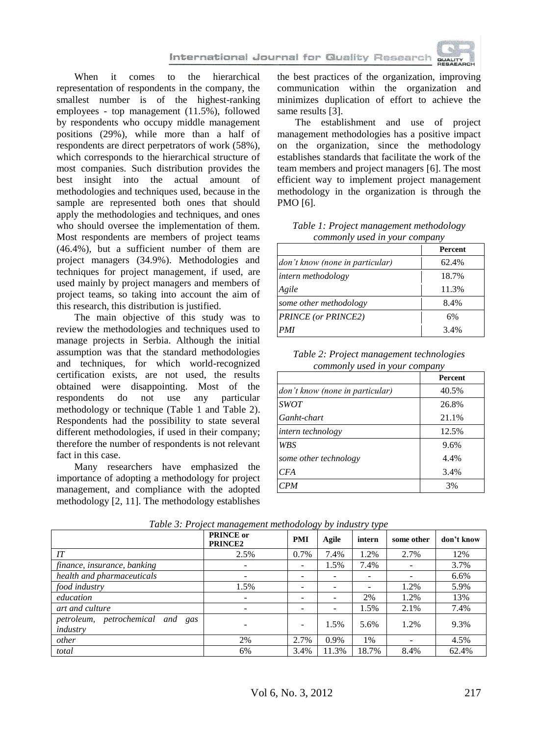When it comes to the hierarchical representation of respondents in the company, the smallest number is of the highest-ranking employees - top management (11.5%), followed by respondents who occupy middle management positions (29%), while more than a half of respondents are direct perpetrators of work (58%), which corresponds to the hierarchical structure of most companies. Such distribution provides the best insight into the actual amount of methodologies and techniques used, because in the sample are represented both ones that should apply the methodologies and techniques, and ones who should oversee the implementation of them. Most respondents are members of project teams (46.4%), but a sufficient number of them are project managers (34.9%). Methodologies and techniques for project management, if used, are used mainly by project managers and members of project teams, so taking into account the aim of this research, this distribution is justified.

The main objective of this study was to review the methodologies and techniques used to manage projects in Serbia. Although the initial assumption was that the standard methodologies and techniques, for which world-recognized certification exists, are not used, the results obtained were disappointing. Most of the respondents do not use any particular methodology or technique (Table 1 and Table 2). Respondents had the possibility to state several different methodologies, if used in their company; therefore the number of respondents is not relevant fact in this case.

Many researchers have emphasized the importance of adopting a methodology for project management, and compliance with the adopted methodology [2, 11]. The methodology establishes the best practices of the organization, improving communication within the organization and minimizes duplication of effort to achieve the same results [3].

The establishment and use of project management methodologies has a positive impact on the organization, since the methodology establishes standards that facilitate the work of the team members and project managers [6]. The most efficient way to implement project management methodology in the organization is through the PMO [6].

*Table 1: Project management methodology commonly used in your company*

| | **Percent** |
|---|---|
| *don't know (none in particular)* | 62.4% |
| *intern methodology* | 18.7% |
| *Agile* | 11.3% |
| *some other methodology* | 8.4% |
| *PRINCE (or PRINCE2)* | 6% |
| *PMI* | 3.4% |

*Table 2: Project management technologies commonly used in your company*

| | **Percent** |
|---|---|
| *don't know (none in particular)* | 40.5% |
| *SWOT* | 26.8% |
| *Ganht-chart* | 21.1% |
| *intern technology* | 12.5% |
| *WBS* | 9.6% |
| *some other technology* | 4.4% |
| *CFA* | 3.4% |
| *CPM* | 3% |

*Table 3: Project management methodology by industry type*

| | **PRINCE or PRINCE2** | **PMI** | **Agile** | **intern** | **some other** | **don't know** |
|---|---|---|---|---|---|---|
| *IT* | 2.5% | 0.7% | 7.4% | 1.2% | 2.7% | 12% |
| *finance, insurance, banking* | - | - | 1.5% | 7.4% | - | 3.7% |
| *health and pharmaceuticals* | - | - | - | - | - | 6.6% |
| *food industry* | 1.5% | - | - | - | 1.2% | 5.9% |
| *education* | - | - | - | 2% | 1.2% | 13% |
| *art and culture* | - | - | - | 1.5% | 2.1% | 7.4% |
| *petroleum, petrochemical and gas industry* | - | - | 1.5% | 5.6% | 1.2% | 9.3% |
| *other* | 2% | 2.7% | 0.9% | 1% | - | 4.5% |
| *total* | 6% | 3.4% | 11.3% | 18.7% | 8.4% | 62.4% |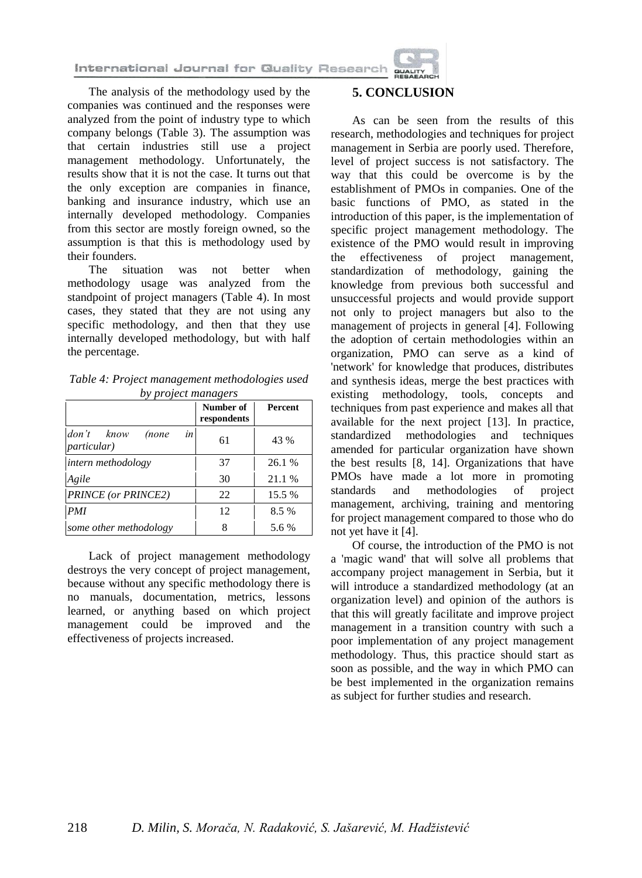The analysis of the methodology used by the companies was continued and the responses were analyzed from the point of industry type to which company belongs (Table 3). The assumption was that certain industries still use a project management methodology. Unfortunately, the results show that it is not the case. It turns out that the only exception are companies in finance, banking and insurance industry, which use an internally developed methodology. Companies from this sector are mostly foreign owned, so the assumption is that this is methodology used by their founders.

The situation was not better when methodology usage was analyzed from the standpoint of project managers (Table 4). In most cases, they stated that they are not using any specific methodology, and then that they use internally developed methodology, but with half the percentage.

*Table 4: Project management methodologies used by project managers*

| | Number of respondents | Percent |
|---|---|---|
| *don't know (none in particular)* | 61 | 43 % |
| *intern methodology* | 37 | 26.1 % |
| *Agile* | 30 | 21.1 % |
| *PRINCE (or PRINCE2)* | 22 | 15.5 % |
| *PMI* | 12 | 8.5 % |
| *some other methodology* | 8 | 5.6 % |

Lack of project management methodology destroys the very concept of project management, because without any specific methodology there is no manuals, documentation, metrics, lessons learned, or anything based on which project management could be improved and the effectiveness of projects increased.

## 5. CONCLUSION

As can be seen from the results of this research, methodologies and techniques for project management in Serbia are poorly used. Therefore, level of project success is not satisfactory. The way that this could be overcome is by the establishment of PMOs in companies. One of the basic functions of PMO, as stated in the introduction of this paper, is the implementation of specific project management methodology. The existence of the PMO would result in improving the effectiveness of project management, standardization of methodology, gaining the knowledge from previous both successful and unsuccessful projects and would provide support not only to project managers but also to the management of projects in general [4]. Following the adoption of certain methodologies within an organization, PMO can serve as a kind of 'network' for knowledge that produces, distributes and synthesis ideas, merge the best practices with existing methodology, tools, concepts and techniques from past experience and makes all that available for the next project [13]. In practice, standardized methodologies and techniques amended for particular organization have shown the best results [8, 14]. Organizations that have PMOs have made a lot more in promoting standards and methodologies of project management, archiving, training and mentoring for project management compared to those who do not yet have it [4].

Of course, the introduction of the PMO is not a 'magic wand' that will solve all problems that accompany project management in Serbia, but it will introduce a standardized methodology (at an organization level) and opinion of the authors is that this will greatly facilitate and improve project management in a transition country with such a poor implementation of any project management methodology. Thus, this practice should start as soon as possible, and the way in which PMO can be best implemented in the organization remains as subject for further studies and research.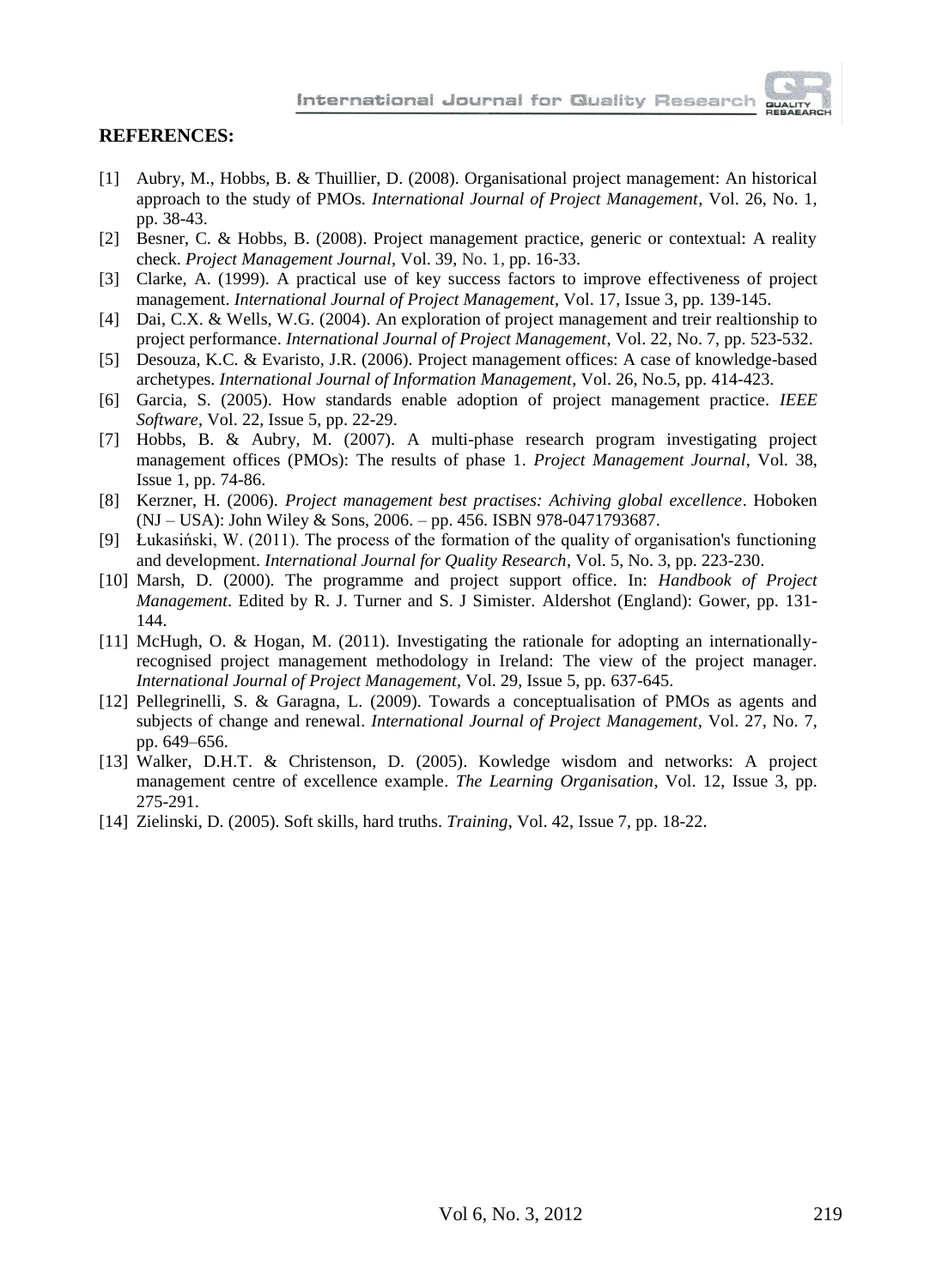**REFERENCES:**

[1] Aubry, M., Hobbs, B. & Thuillier, D. (2008). Organisational project management: An historical approach to the study of PMOs. *International Journal of Project Management*, Vol. 26, No. 1, pp. 38-43.

[2] Besner, C. & Hobbs, B. (2008). Project management practice, generic or contextual: A reality check. *Project Management Journal*, Vol. 39, No. 1, pp. 16-33.

[3] Clarke, A. (1999). A practical use of key success factors to improve effectiveness of project management. *International Journal of Project Management*, Vol. 17, Issue 3, pp. 139-145.

[4] Dai, C.X. & Wells, W.G. (2004). An exploration of project management and treir realtionship to project performance. *International Journal of Project Management*, Vol. 22, No. 7, pp. 523-532.

[5] Desouza, K.C. & Evaristo, J.R. (2006). Project management offices: A case of knowledge-based archetypes. *International Journal of Information Management*, Vol. 26, No.5, pp. 414-423.

[6] Garcia, S. (2005). How standards enable adoption of project management practice. *IEEE Software*, Vol. 22, Issue 5, pp. 22-29.

[7] Hobbs, B. & Aubry, M. (2007). A multi-phase research program investigating project management offices (PMOs): The results of phase 1. *Project Management Journal*, Vol. 38, Issue 1, pp. 74-86.

[8] Kerzner, H. (2006). *Project management best practises: Achiving global excellence*. Hoboken (NJ – USA): John Wiley & Sons, 2006. – pp. 456. ISBN 978-0471793687.

[9] Łukasiński, W. (2011). The process of the formation of the quality of organisation's functioning and development. *International Journal for Quality Research*, Vol. 5, No. 3, pp. 223-230.

[10] Marsh, D. (2000). The programme and project support office. In: *Handbook of Project Management*. Edited by R. J. Turner and S. J Simister. Aldershot (England): Gower, pp. 131-144.

[11] McHugh, O. & Hogan, M. (2011). Investigating the rationale for adopting an internationally-recognised project management methodology in Ireland: The view of the project manager. *International Journal of Project Management*, Vol. 29, Issue 5, pp. 637-645.

[12] Pellegrinelli, S. & Garagna, L. (2009). Towards a conceptualisation of PMOs as agents and subjects of change and renewal. *International Journal of Project Management*, Vol. 27, No. 7, pp. 649–656.

[13] Walker, D.H.T. & Christenson, D. (2005). Kowledge wisdom and networks: A project management centre of excellence example. *The Learning Organisation*, Vol. 12, Issue 3, pp. 275-291.

[14] Zielinski, D. (2005). Soft skills, hard truths. *Training*, Vol. 42, Issue 7, pp. 18-22.